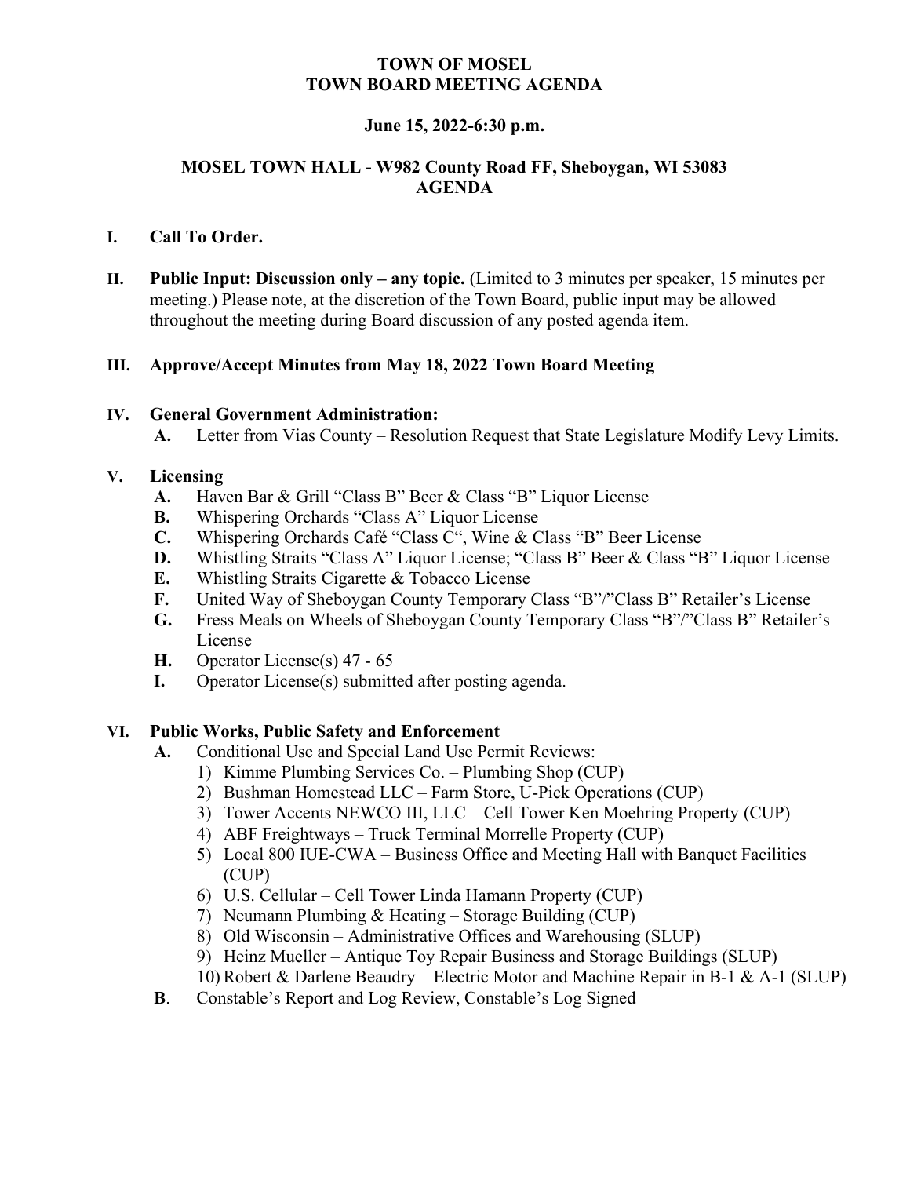# TOWN OF MOSEL
## TOWN BOARD MEETING AGENDA

**June 15, 2022-6:30 p.m.**

**MOSEL TOWN HALL - W982 County Road FF, Sheboygan, WI 53083**
**AGENDA**

**I. Call To Order.**

**II. Public Input: Discussion only – any topic.** (Limited to 3 minutes per speaker, 15 minutes per meeting.) Please note, at the discretion of the Town Board, public input may be allowed throughout the meeting during Board discussion of any posted agenda item.

**III. Approve/Accept Minutes from May 18, 2022 Town Board Meeting**

**IV. General Government Administration:**

- **A.** Letter from Vias County – Resolution Request that State Legislature Modify Levy Limits.

**V. Licensing**

- **A.** Haven Bar & Grill "Class B" Beer & Class "B" Liquor License
- **B.** Whispering Orchards "Class A" Liquor License
- **C.** Whispering Orchards Café "Class C", Wine & Class "B" Beer License
- **D.** Whistling Straits "Class A" Liquor License; "Class B" Beer & Class "B" Liquor License
- **E.** Whistling Straits Cigarette & Tobacco License
- **F.** United Way of Sheboygan County Temporary Class "B"/"Class B" Retailer's License
- **G.** Fress Meals on Wheels of Sheboygan County Temporary Class "B"/"Class B" Retailer's License
- **H.** Operator License(s) 47 - 65
- **I.** Operator License(s) submitted after posting agenda.

**VI. Public Works, Public Safety and Enforcement**

- **A.** Conditional Use and Special Land Use Permit Reviews:
  1) Kimme Plumbing Services Co. – Plumbing Shop (CUP)
  2) Bushman Homestead LLC – Farm Store, U-Pick Operations (CUP)
  3) Tower Accents NEWCO III, LLC – Cell Tower Ken Moehring Property (CUP)
  4) ABF Freightways – Truck Terminal Morrelle Property (CUP)
  5) Local 800 IUE-CWA – Business Office and Meeting Hall with Banquet Facilities (CUP)
  6) U.S. Cellular – Cell Tower Linda Hamann Property (CUP)
  7) Neumann Plumbing & Heating – Storage Building (CUP)
  8) Old Wisconsin – Administrative Offices and Warehousing (SLUP)
  9) Heinz Mueller – Antique Toy Repair Business and Storage Buildings (SLUP)
  10) Robert & Darlene Beaudry – Electric Motor and Machine Repair in B-1 & A-1 (SLUP)
- **B**. Constable's Report and Log Review, Constable's Log Signed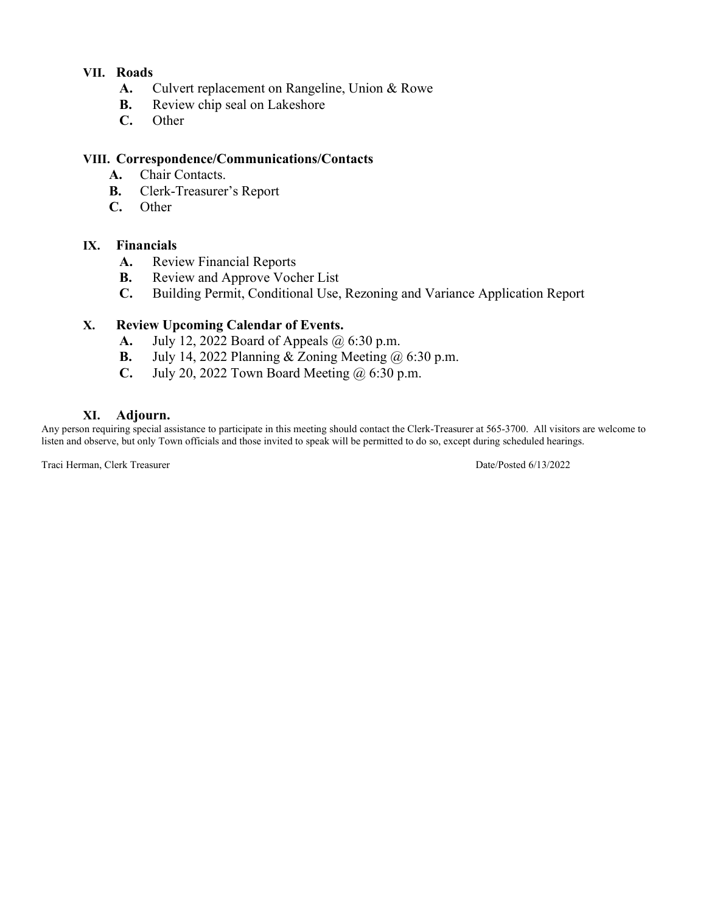## VII. Roads

- **A.** Culvert replacement on Rangeline, Union & Rowe
- **B.** Review chip seal on Lakeshore
- **C.** Other

## VIII. Correspondence/Communications/Contacts

- **A.** Chair Contacts.
- **B.** Clerk-Treasurer's Report
- **C.** Other

## IX. Financials

- **A.** Review Financial Reports
- **B.** Review and Approve Vocher List
- **C.** Building Permit, Conditional Use, Rezoning and Variance Application Report

## X. Review Upcoming Calendar of Events.

- **A.** July 12, 2022 Board of Appeals @ 6:30 p.m.
- **B.** July 14, 2022 Planning & Zoning Meeting @ 6:30 p.m.
- **C.** July 20, 2022 Town Board Meeting @ 6:30 p.m.

## XI. Adjourn.

Any person requiring special assistance to participate in this meeting should contact the Clerk-Treasurer at 565-3700. All visitors are welcome to listen and observe, but only Town officials and those invited to speak will be permitted to do so, except during scheduled hearings.

Traci Herman, Clerk Treasurer

Date/Posted 6/13/2022